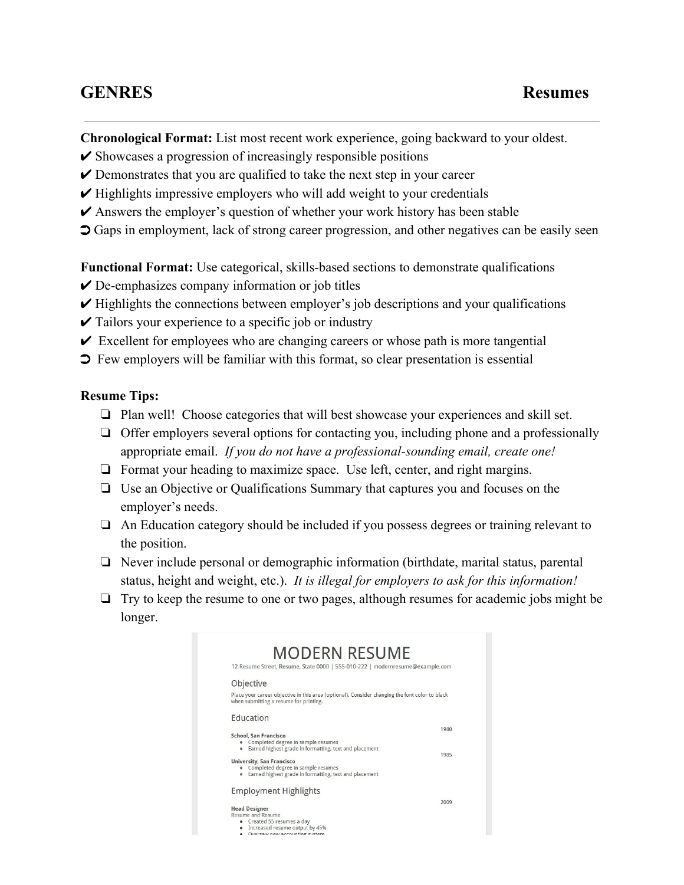# GENRES — Resumes

**Chronological Format:** List most recent work experience, going backward to your oldest.

✔ Showcases a progression of increasingly responsible positions
✔ Demonstrates that you are qualified to take the next step in your career
✔ Highlights impressive employers who will add weight to your credentials
✔ Answers the employer's question of whether your work history has been stable
➲ Gaps in employment, lack of strong career progression, and other negatives can be easily seen

**Functional Format:** Use categorical, skills-based sections to demonstrate qualifications

✔ De-emphasizes company information or job titles
✔ Highlights the connections between employer's job descriptions and your qualifications
✔ Tailors your experience to a specific job or industry
✔ Excellent for employees who are changing careers or whose path is more tangential
➲ Few employers will be familiar with this format, so clear presentation is essential

**Resume Tips:**

- ❏ Plan well! Choose categories that will best showcase your experiences and skill set.
- ❏ Offer employers several options for contacting you, including phone and a professionally appropriate email. *If you do not have a professional-sounding email, create one!*
- ❏ Format your heading to maximize space. Use left, center, and right margins.
- ❏ Use an Objective or Qualifications Summary that captures you and focuses on the employer's needs.
- ❏ An Education category should be included if you possess degrees or training relevant to the position.
- ❏ Never include personal or demographic information (birthdate, marital status, parental status, height and weight, etc.). *It is illegal for employers to ask for this information!*
- ❏ Try to keep the resume to one or two pages, although resumes for academic jobs might be longer.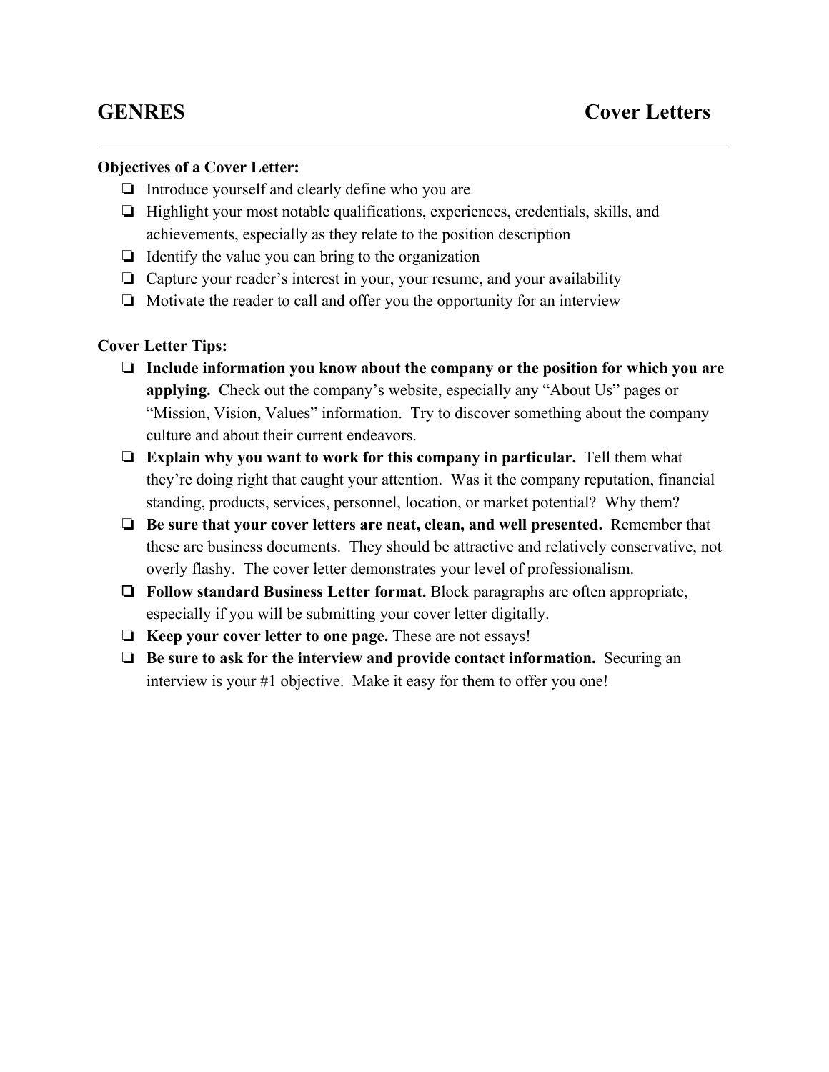# GENRES — Cover Letters

**Objectives of a Cover Letter:**

- Introduce yourself and clearly define who you are
- Highlight your most notable qualifications, experiences, credentials, skills, and achievements, especially as they relate to the position description
- Identify the value you can bring to the organization
- Capture your reader's interest in your, your resume, and your availability
- Motivate the reader to call and offer you the opportunity for an interview

**Cover Letter Tips:**

- **Include information you know about the company or the position for which you are applying.** Check out the company's website, especially any "About Us" pages or "Mission, Vision, Values" information. Try to discover something about the company culture and about their current endeavors.
- **Explain why you want to work for this company in particular.** Tell them what they're doing right that caught your attention. Was it the company reputation, financial standing, products, services, personnel, location, or market potential? Why them?
- **Be sure that your cover letters are neat, clean, and well presented.** Remember that these are business documents. They should be attractive and relatively conservative, not overly flashy. The cover letter demonstrates your level of professionalism.
- **Follow standard Business Letter format.** Block paragraphs are often appropriate, especially if you will be submitting your cover letter digitally.
- **Keep your cover letter to one page.** These are not essays!
- **Be sure to ask for the interview and provide contact information.** Securing an interview is your #1 objective. Make it easy for them to offer you one!